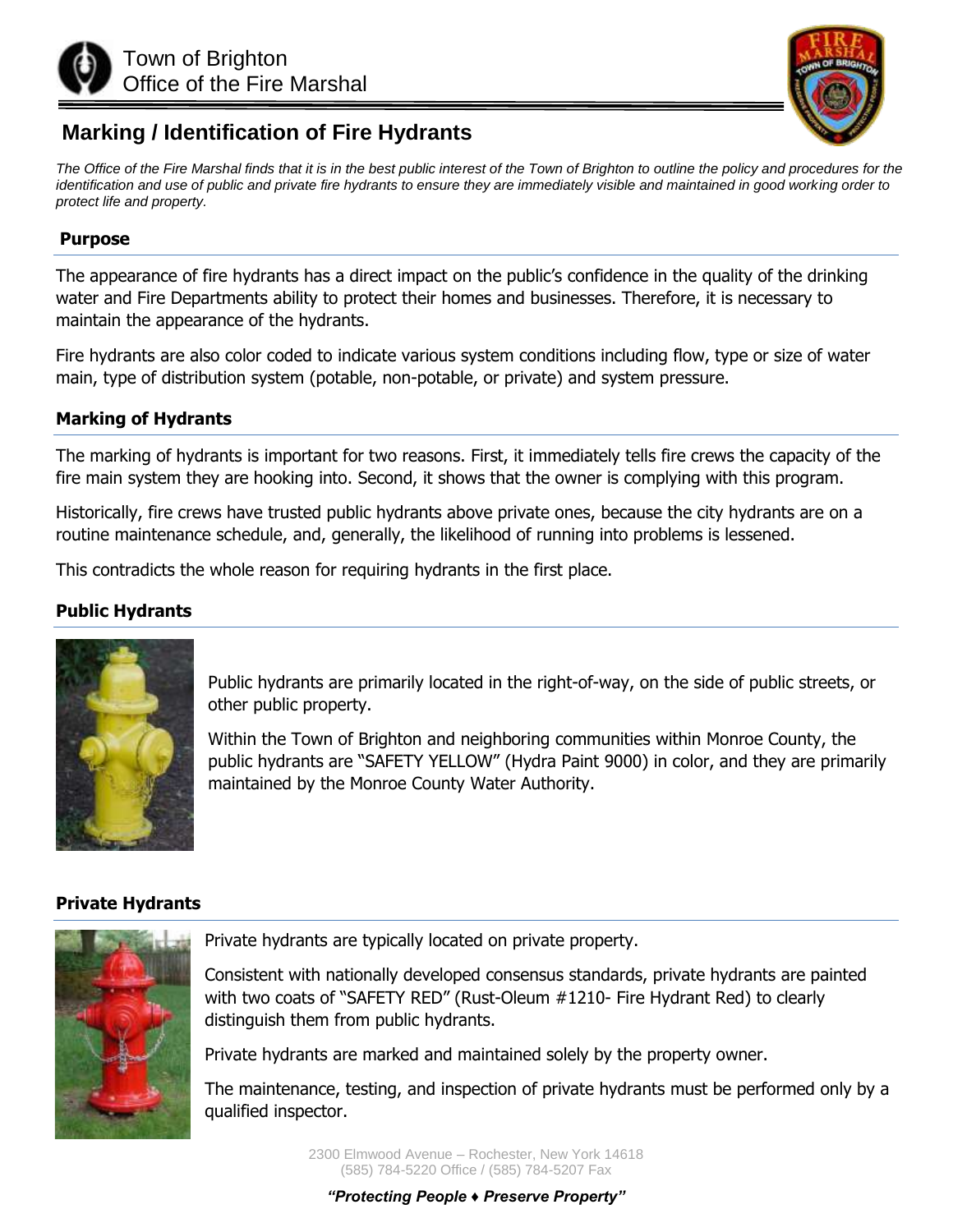Town of Brighton
Office of the Fire Marshal

# Marking / Identification of Fire Hydrants

*The Office of the Fire Marshal finds that it is in the best public interest of the Town of Brighton to outline the policy and procedures for the identification and use of public and private fire hydrants to ensure they are immediately visible and maintained in good working order to protect life and property.*

## Purpose

The appearance of fire hydrants has a direct impact on the public's confidence in the quality of the drinking water and Fire Departments ability to protect their homes and businesses. Therefore, it is necessary to maintain the appearance of the hydrants.

Fire hydrants are also color coded to indicate various system conditions including flow, type or size of water main, type of distribution system (potable, non-potable, or private) and system pressure.

## Marking of Hydrants

The marking of hydrants is important for two reasons. First, it immediately tells fire crews the capacity of the fire main system they are hooking into. Second, it shows that the owner is complying with this program.

Historically, fire crews have trusted public hydrants above private ones, because the city hydrants are on a routine maintenance schedule, and, generally, the likelihood of running into problems is lessened.

This contradicts the whole reason for requiring hydrants in the first place.

## Public Hydrants

Public hydrants are primarily located in the right-of-way, on the side of public streets, or other public property.

Within the Town of Brighton and neighboring communities within Monroe County, the public hydrants are "SAFETY YELLOW" (Hydra Paint 9000) in color, and they are primarily maintained by the Monroe County Water Authority.

## Private Hydrants

Private hydrants are typically located on private property.

Consistent with nationally developed consensus standards, private hydrants are painted with two coats of "SAFETY RED" (Rust-Oleum #1210- Fire Hydrant Red) to clearly distinguish them from public hydrants.

Private hydrants are marked and maintained solely by the property owner.

The maintenance, testing, and inspection of private hydrants must be performed only by a qualified inspector.

2300 Elmwood Avenue – Rochester, New York 14618
(585) 784-5220 Office / (585) 784-5207 Fax

***"Protecting People ♦ Preserve Property"***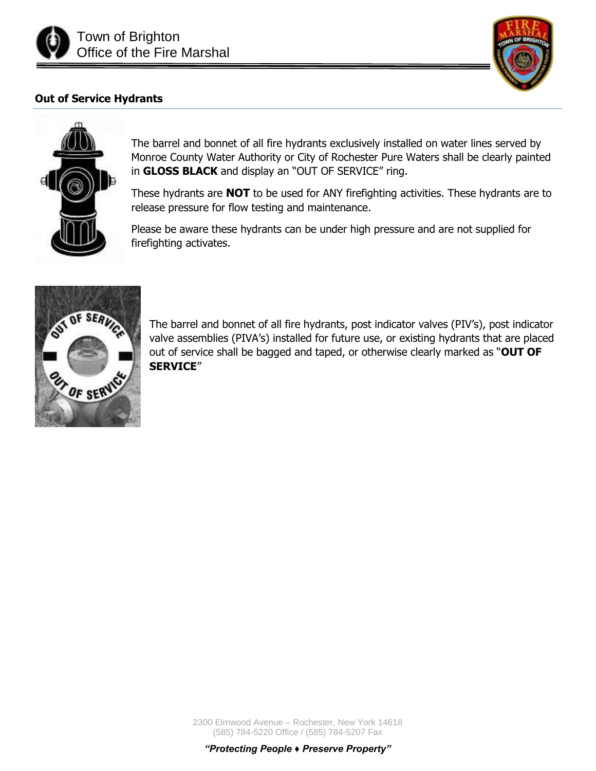### Out of Service Hydrants

The barrel and bonnet of all fire hydrants exclusively installed on water lines served by Monroe County Water Authority or City of Rochester Pure Waters shall be clearly painted in **GLOSS BLACK** and display an "OUT OF SERVICE" ring.

These hydrants are **NOT** to be used for ANY firefighting activities. These hydrants are to release pressure for flow testing and maintenance.

Please be aware these hydrants can be under high pressure and are not supplied for firefighting activates.

The barrel and bonnet of all fire hydrants, post indicator valves (PIV's), post indicator valve assemblies (PIVA's) installed for future use, or existing hydrants that are placed out of service shall be bagged and taped, or otherwise clearly marked as "**OUT OF SERVICE**"